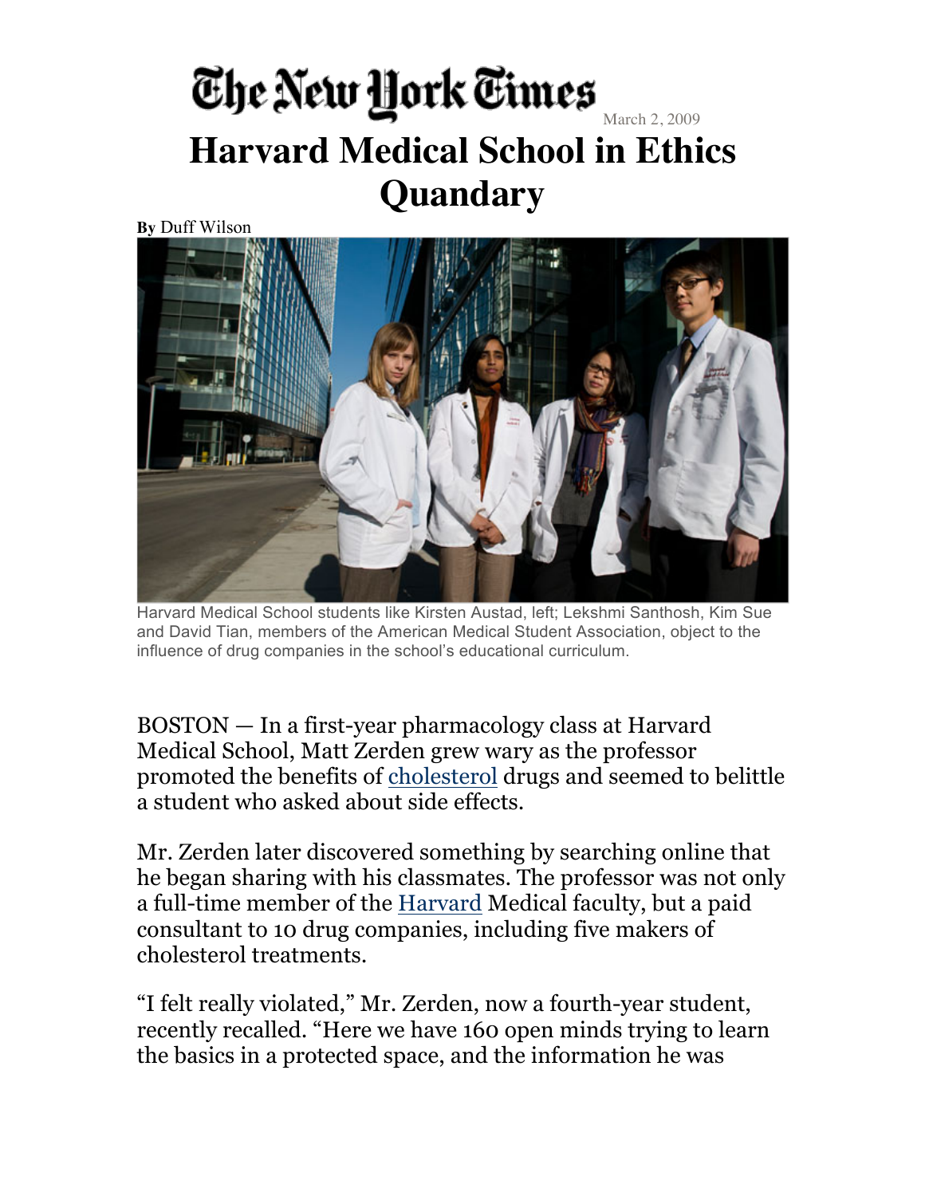The New York Times

March 2, 2009

# Harvard Medical School in Ethics Quandary

**By** Duff Wilson

Harvard Medical School students like Kirsten Austad, left; Lekshmi Santhosh, Kim Sue and David Tian, members of the American Medical Student Association, object to the influence of drug companies in the school's educational curriculum.

BOSTON — In a first-year pharmacology class at Harvard Medical School, Matt Zerden grew wary as the professor promoted the benefits of cholesterol drugs and seemed to belittle a student who asked about side effects.

Mr. Zerden later discovered something by searching online that he began sharing with his classmates. The professor was not only a full-time member of the Harvard Medical faculty, but a paid consultant to 10 drug companies, including five makers of cholesterol treatments.

"I felt really violated," Mr. Zerden, now a fourth-year student, recently recalled. "Here we have 160 open minds trying to learn the basics in a protected space, and the information he was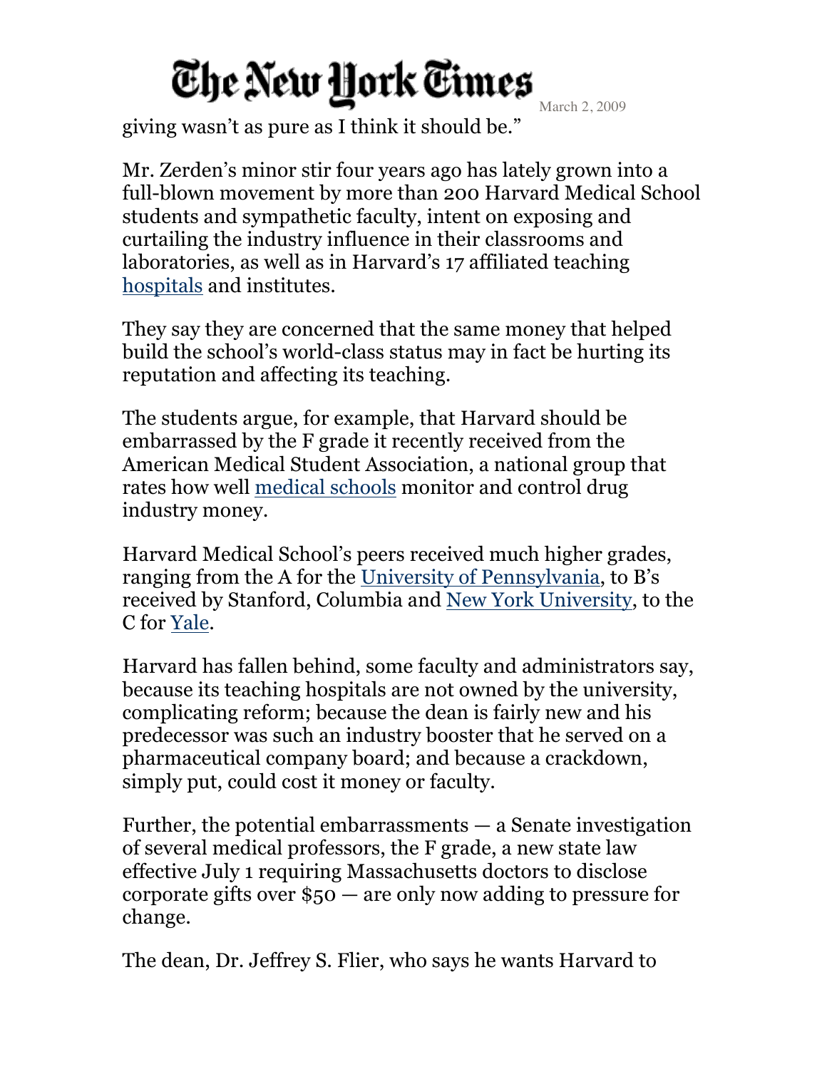giving wasn't as pure as I think it should be."

Mr. Zerden's minor stir four years ago has lately grown into a full-blown movement by more than 200 Harvard Medical School students and sympathetic faculty, intent on exposing and curtailing the industry influence in their classrooms and laboratories, as well as in Harvard's 17 affiliated teaching hospitals and institutes.

They say they are concerned that the same money that helped build the school's world-class status may in fact be hurting its reputation and affecting its teaching.

The students argue, for example, that Harvard should be embarrassed by the F grade it recently received from the American Medical Student Association, a national group that rates how well medical schools monitor and control drug industry money.

Harvard Medical School's peers received much higher grades, ranging from the A for the University of Pennsylvania, to B's received by Stanford, Columbia and New York University, to the C for Yale.

Harvard has fallen behind, some faculty and administrators say, because its teaching hospitals are not owned by the university, complicating reform; because the dean is fairly new and his predecessor was such an industry booster that he served on a pharmaceutical company board; and because a crackdown, simply put, could cost it money or faculty.

Further, the potential embarrassments — a Senate investigation of several medical professors, the F grade, a new state law effective July 1 requiring Massachusetts doctors to disclose corporate gifts over $50 — are only now adding to pressure for change.

The dean, Dr. Jeffrey S. Flier, who says he wants Harvard to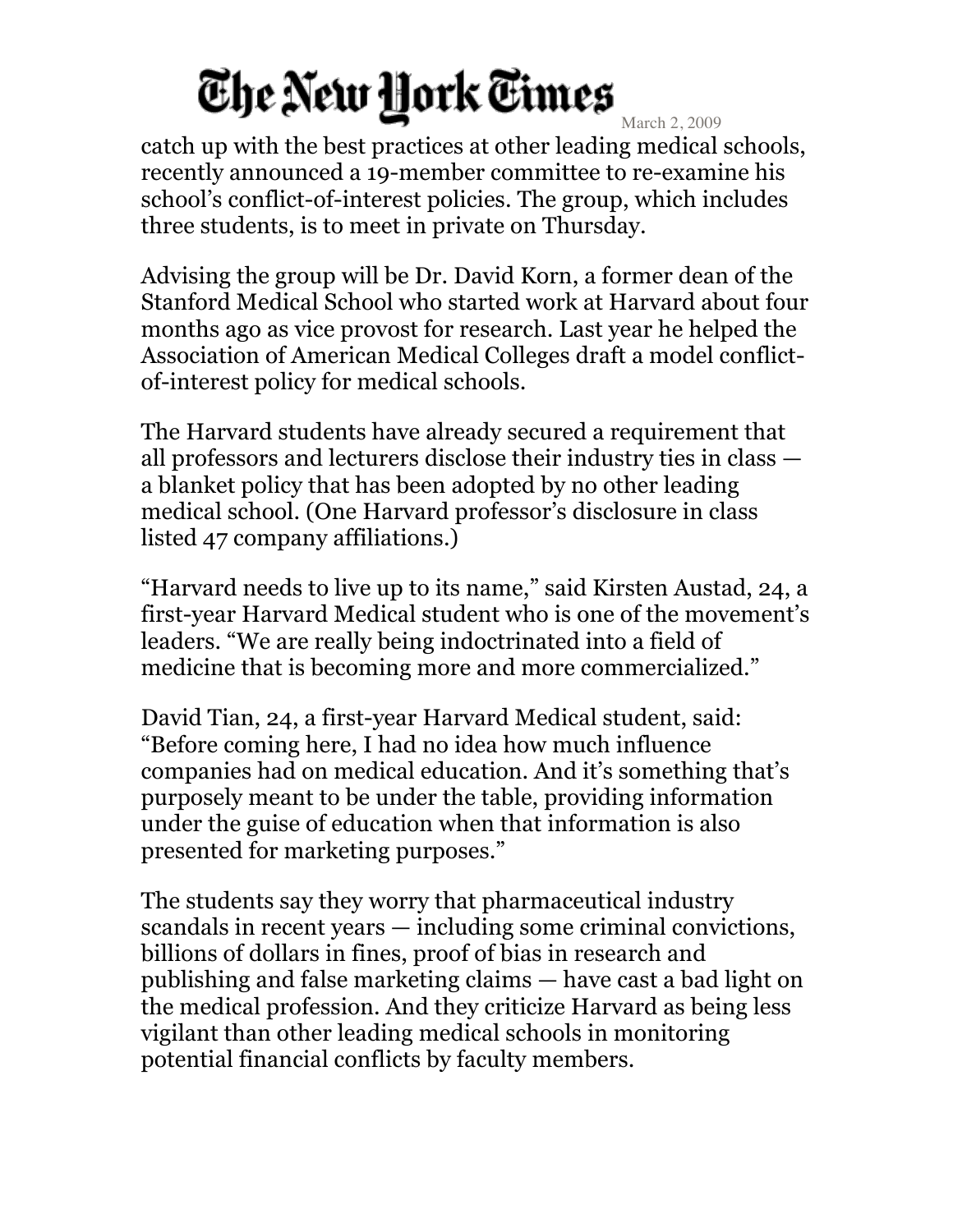catch up with the best practices at other leading medical schools, recently announced a 19-member committee to re-examine his school's conflict-of-interest policies. The group, which includes three students, is to meet in private on Thursday.

Advising the group will be Dr. David Korn, a former dean of the Stanford Medical School who started work at Harvard about four months ago as vice provost for research. Last year he helped the Association of American Medical Colleges draft a model conflict-of-interest policy for medical schools.

The Harvard students have already secured a requirement that all professors and lecturers disclose their industry ties in class — a blanket policy that has been adopted by no other leading medical school. (One Harvard professor's disclosure in class listed 47 company affiliations.)

"Harvard needs to live up to its name," said Kirsten Austad, 24, a first-year Harvard Medical student who is one of the movement's leaders. "We are really being indoctrinated into a field of medicine that is becoming more and more commercialized."

David Tian, 24, a first-year Harvard Medical student, said: "Before coming here, I had no idea how much influence companies had on medical education. And it's something that's purposely meant to be under the table, providing information under the guise of education when that information is also presented for marketing purposes."

The students say they worry that pharmaceutical industry scandals in recent years — including some criminal convictions, billions of dollars in fines, proof of bias in research and publishing and false marketing claims — have cast a bad light on the medical profession. And they criticize Harvard as being less vigilant than other leading medical schools in monitoring potential financial conflicts by faculty members.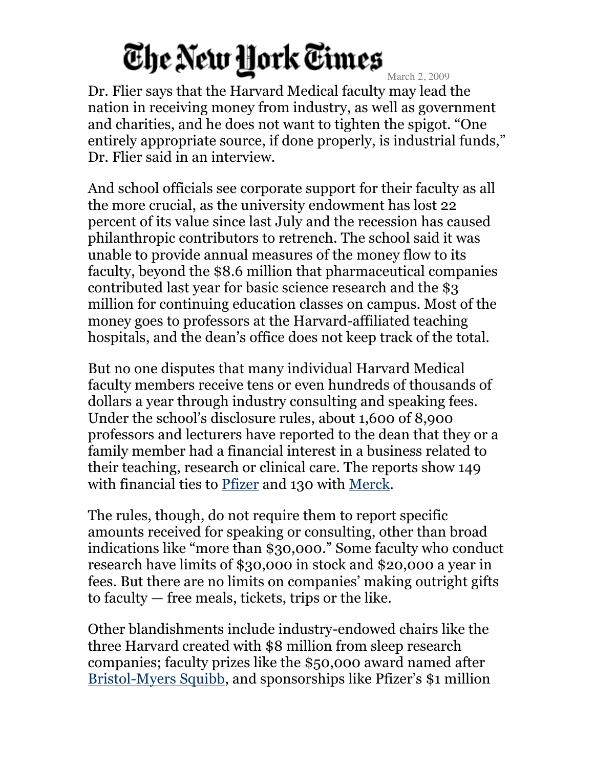Dr. Flier says that the Harvard Medical faculty may lead the nation in receiving money from industry, as well as government and charities, and he does not want to tighten the spigot. "One entirely appropriate source, if done properly, is industrial funds," Dr. Flier said in an interview.

And school officials see corporate support for their faculty as all the more crucial, as the university endowment has lost 22 percent of its value since last July and the recession has caused philanthropic contributors to retrench. The school said it was unable to provide annual measures of the money flow to its faculty, beyond the $8.6 million that pharmaceutical companies contributed last year for basic science research and the $3 million for continuing education classes on campus. Most of the money goes to professors at the Harvard-affiliated teaching hospitals, and the dean's office does not keep track of the total.

But no one disputes that many individual Harvard Medical faculty members receive tens or even hundreds of thousands of dollars a year through industry consulting and speaking fees. Under the school's disclosure rules, about 1,600 of 8,900 professors and lecturers have reported to the dean that they or a family member had a financial interest in a business related to their teaching, research or clinical care. The reports show 149 with financial ties to Pfizer and 130 with Merck.

The rules, though, do not require them to report specific amounts received for speaking or consulting, other than broad indications like "more than $30,000." Some faculty who conduct research have limits of $30,000 in stock and $20,000 a year in fees. But there are no limits on companies' making outright gifts to faculty — free meals, tickets, trips or the like.

Other blandishments include industry-endowed chairs like the three Harvard created with $8 million from sleep research companies; faculty prizes like the $50,000 award named after Bristol-Myers Squibb, and sponsorships like Pfizer's $1 million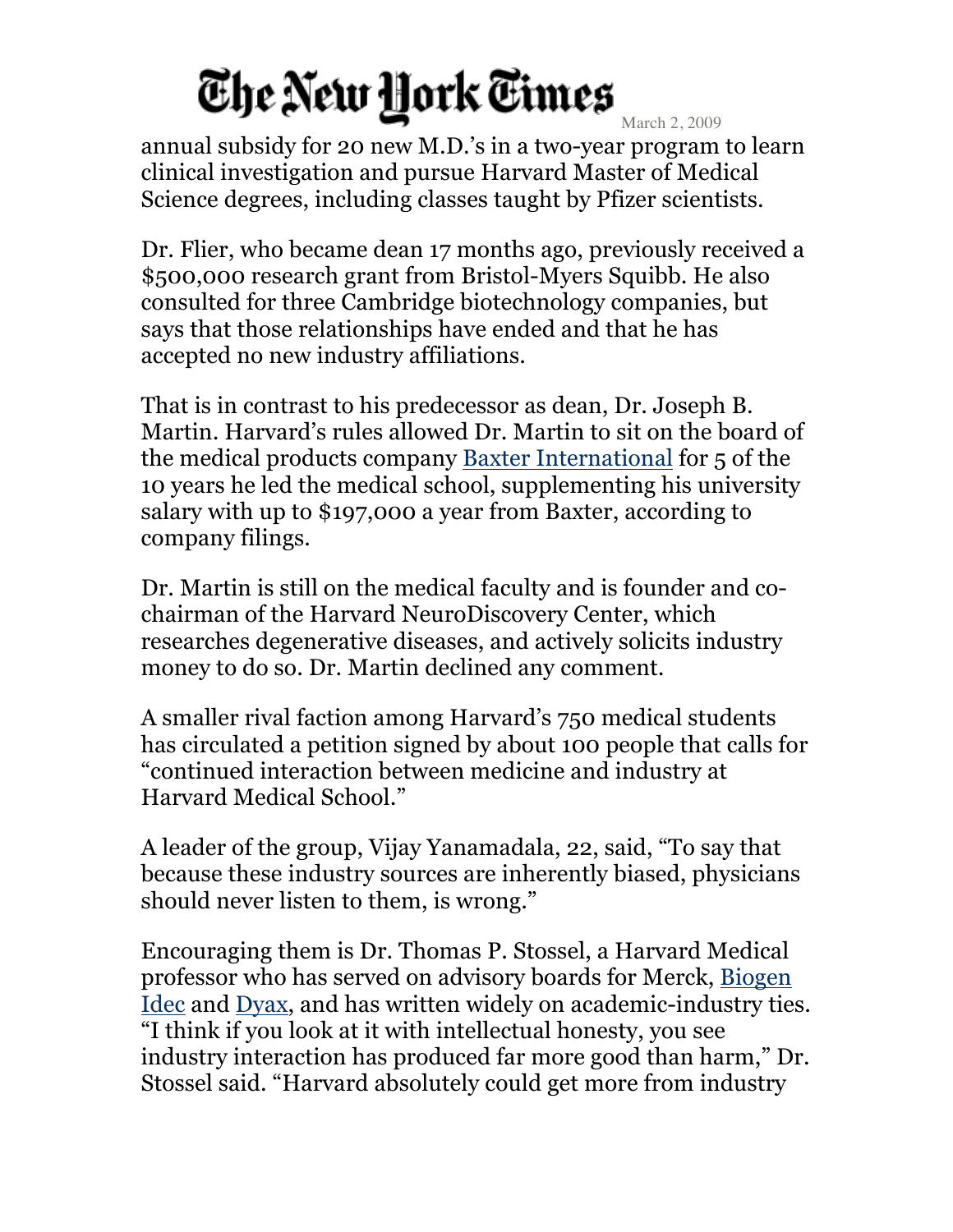annual subsidy for 20 new M.D.'s in a two-year program to learn clinical investigation and pursue Harvard Master of Medical Science degrees, including classes taught by Pfizer scientists.

Dr. Flier, who became dean 17 months ago, previously received a $500,000 research grant from Bristol-Myers Squibb. He also consulted for three Cambridge biotechnology companies, but says that those relationships have ended and that he has accepted no new industry affiliations.

That is in contrast to his predecessor as dean, Dr. Joseph B. Martin. Harvard's rules allowed Dr. Martin to sit on the board of the medical products company Baxter International for 5 of the 10 years he led the medical school, supplementing his university salary with up to $197,000 a year from Baxter, according to company filings.

Dr. Martin is still on the medical faculty and is founder and co-chairman of the Harvard NeuroDiscovery Center, which researches degenerative diseases, and actively solicits industry money to do so. Dr. Martin declined any comment.

A smaller rival faction among Harvard's 750 medical students has circulated a petition signed by about 100 people that calls for "continued interaction between medicine and industry at Harvard Medical School."

A leader of the group, Vijay Yanamadala, 22, said, "To say that because these industry sources are inherently biased, physicians should never listen to them, is wrong."

Encouraging them is Dr. Thomas P. Stossel, a Harvard Medical professor who has served on advisory boards for Merck, Biogen Idec and Dyax, and has written widely on academic-industry ties. "I think if you look at it with intellectual honesty, you see industry interaction has produced far more good than harm," Dr. Stossel said. "Harvard absolutely could get more from industry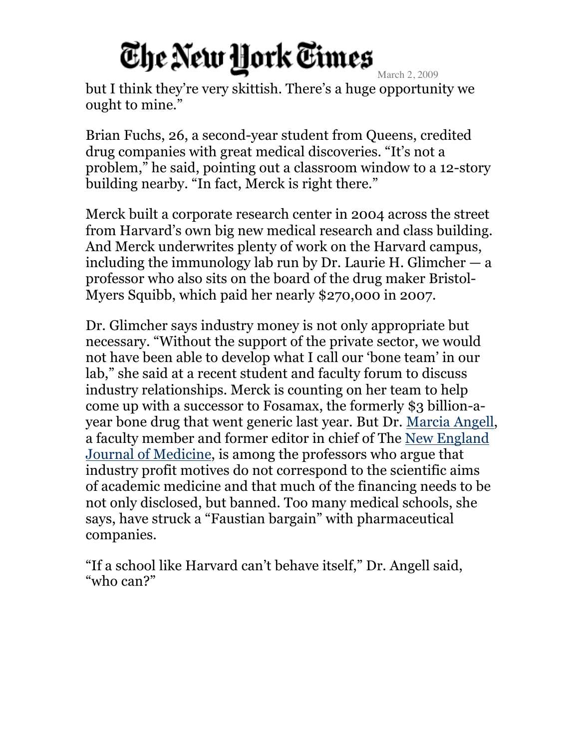but I think they're very skittish. There's a huge opportunity we ought to mine."

Brian Fuchs, 26, a second-year student from Queens, credited drug companies with great medical discoveries. "It's not a problem," he said, pointing out a classroom window to a 12-story building nearby. "In fact, Merck is right there."

Merck built a corporate research center in 2004 across the street from Harvard's own big new medical research and class building. And Merck underwrites plenty of work on the Harvard campus, including the immunology lab run by Dr. Laurie H. Glimcher — a professor who also sits on the board of the drug maker Bristol-Myers Squibb, which paid her nearly $270,000 in 2007.

Dr. Glimcher says industry money is not only appropriate but necessary. "Without the support of the private sector, we would not have been able to develop what I call our 'bone team' in our lab," she said at a recent student and faculty forum to discuss industry relationships. Merck is counting on her team to help come up with a successor to Fosamax, the formerly $3 billion-a-year bone drug that went generic last year. But Dr. Marcia Angell, a faculty member and former editor in chief of The New England Journal of Medicine, is among the professors who argue that industry profit motives do not correspond to the scientific aims of academic medicine and that much of the financing needs to be not only disclosed, but banned. Too many medical schools, she says, have struck a "Faustian bargain" with pharmaceutical companies.

"If a school like Harvard can't behave itself," Dr. Angell said, "who can?"